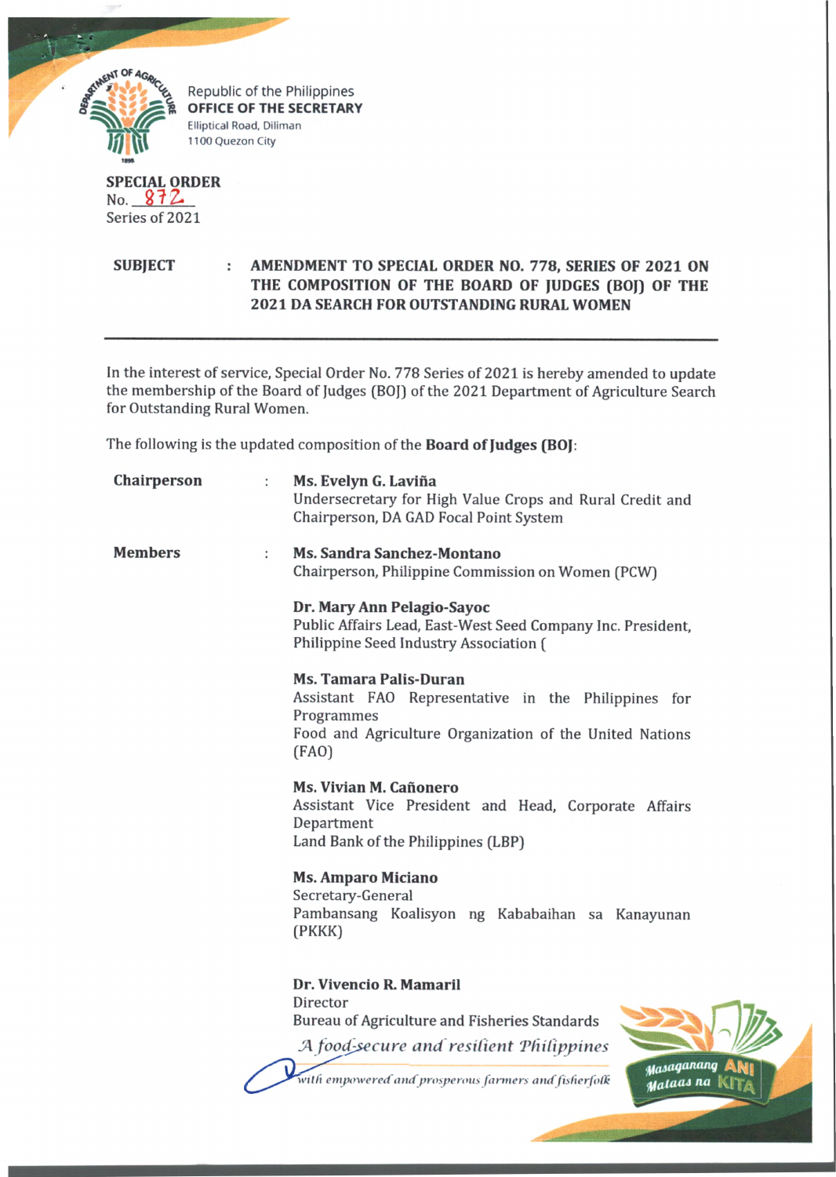Republic of the Philippines
**OFFICE OF THE SECRETARY**
Elliptical Road, Diliman
1100 Quezon City

**SPECIAL ORDER**
No. 872
Series of 2021

**SUBJECT : AMENDMENT TO SPECIAL ORDER NO. 778, SERIES OF 2021 ON THE COMPOSITION OF THE BOARD OF JUDGES (BOJ) OF THE 2021 DA SEARCH FOR OUTSTANDING RURAL WOMEN**

---

In the interest of service, Special Order No. 778 Series of 2021 is hereby amended to update the membership of the Board of Judges (BOJ) of the 2021 Department of Agriculture Search for Outstanding Rural Women.

The following is the updated composition of the **Board of Judges (BOJ**:

**Chairperson** : **Ms. Evelyn G. Laviña**
Undersecretary for High Value Crops and Rural Credit and Chairperson, DA GAD Focal Point System

**Members** : **Ms. Sandra Sanchez-Montano**
Chairperson, Philippine Commission on Women (PCW)

**Dr. Mary Ann Pelagio-Sayoc**
Public Affairs Lead, East-West Seed Company Inc. President, Philippine Seed Industry Association (

**Ms. Tamara Palis-Duran**
Assistant FAO Representative in the Philippines for Programmes
Food and Agriculture Organization of the United Nations (FAO)

**Ms. Vivian M. Cañonero**
Assistant Vice President and Head, Corporate Affairs Department
Land Bank of the Philippines (LBP)

**Ms. Amparo Miciano**
Secretary-General
Pambansang Koalisyon ng Kababaihan sa Kanayunan (PKKK)

**Dr. Vivencio R. Mamaril**
Director
Bureau of Agriculture and Fisheries Standards

*A food-secure and resilient Philippines*
*with empowered and prosperous farmers and fisherfolk*

Masaganang ANI Mataas na KITA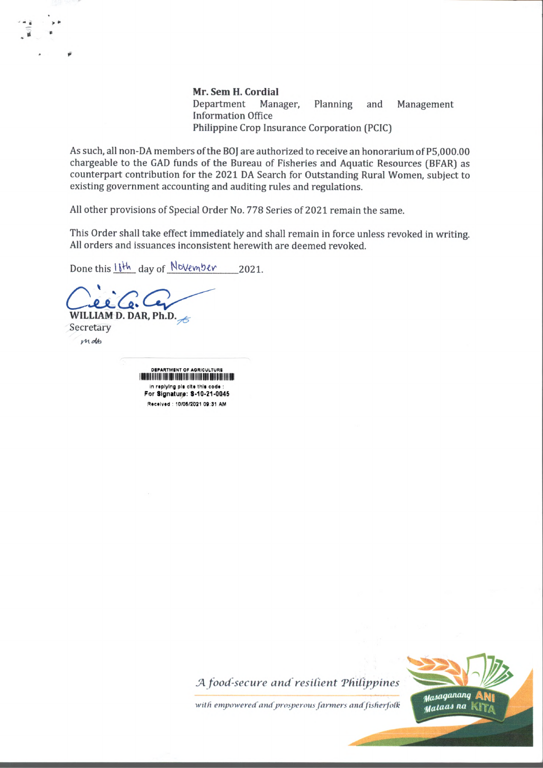**Mr. Sem H. Cordial**
Department Manager, Planning and Management Information Office
Philippine Crop Insurance Corporation (PCIC)

As such, all non-DA members of the BOJ are authorized to receive an honorarium of P5,000.00 chargeable to the GAD funds of the Bureau of Fisheries and Aquatic Resources (BFAR) as counterpart contribution for the 2021 DA Search for Outstanding Rural Women, subject to existing government accounting and auditing rules and regulations.

All other provisions of Special Order No. 778 Series of 2021 remain the same.

This Order shall take effect immediately and shall remain in force unless revoked in writing. All orders and issuances inconsistent herewith are deemed revoked.

Done this 18th day of November 2021.

**WILLIAM D. DAR, Ph.D.**
Secretary

mdb

DEPARTMENT OF AGRICULTURE
In replying pls cite this code :
For Signature: S-10-21-0045
Received : 10/05/2021 09:31 AM

*A food-secure and resilient Philippines*
*with empowered and prosperous farmers and fisherfolk*

Masaganang ANI Mataas na KITA